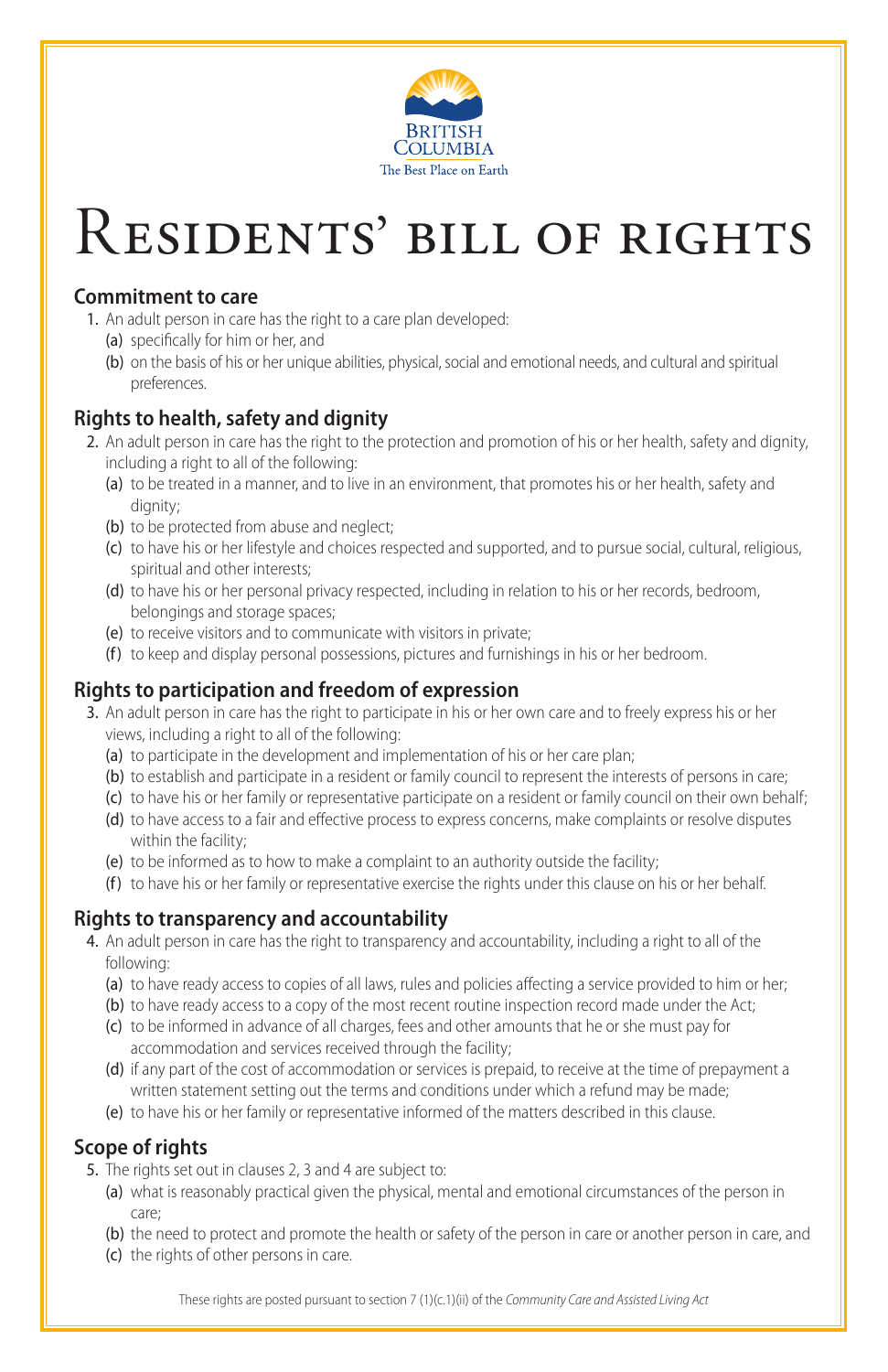BRITISH COLUMBIA
The Best Place on Earth

# Residents' bill of rights

## Commitment to care

1. An adult person in care has the right to a care plan developed:
   - (a) specifically for him or her, and
   - (b) on the basis of his or her unique abilities, physical, social and emotional needs, and cultural and spiritual preferences.

## Rights to health, safety and dignity

2. An adult person in care has the right to the protection and promotion of his or her health, safety and dignity, including a right to all of the following:
   - (a) to be treated in a manner, and to live in an environment, that promotes his or her health, safety and dignity;
   - (b) to be protected from abuse and neglect;
   - (c) to have his or her lifestyle and choices respected and supported, and to pursue social, cultural, religious, spiritual and other interests;
   - (d) to have his or her personal privacy respected, including in relation to his or her records, bedroom, belongings and storage spaces;
   - (e) to receive visitors and to communicate with visitors in private;
   - (f) to keep and display personal possessions, pictures and furnishings in his or her bedroom.

## Rights to participation and freedom of expression

3. An adult person in care has the right to participate in his or her own care and to freely express his or her views, including a right to all of the following:
   - (a) to participate in the development and implementation of his or her care plan;
   - (b) to establish and participate in a resident or family council to represent the interests of persons in care;
   - (c) to have his or her family or representative participate on a resident or family council on their own behalf;
   - (d) to have access to a fair and effective process to express concerns, make complaints or resolve disputes within the facility;
   - (e) to be informed as to how to make a complaint to an authority outside the facility;
   - (f) to have his or her family or representative exercise the rights under this clause on his or her behalf.

## Rights to transparency and accountability

4. An adult person in care has the right to transparency and accountability, including a right to all of the following:
   - (a) to have ready access to copies of all laws, rules and policies affecting a service provided to him or her;
   - (b) to have ready access to a copy of the most recent routine inspection record made under the Act;
   - (c) to be informed in advance of all charges, fees and other amounts that he or she must pay for accommodation and services received through the facility;
   - (d) if any part of the cost of accommodation or services is prepaid, to receive at the time of prepayment a written statement setting out the terms and conditions under which a refund may be made;
   - (e) to have his or her family or representative informed of the matters described in this clause.

## Scope of rights

5. The rights set out in clauses 2, 3 and 4 are subject to:
   - (a) what is reasonably practical given the physical, mental and emotional circumstances of the person in care;
   - (b) the need to protect and promote the health or safety of the person in care or another person in care, and
   - (c) the rights of other persons in care.

These rights are posted pursuant to section 7 (1)(c.1)(ii) of the *Community Care and Assisted Living Act*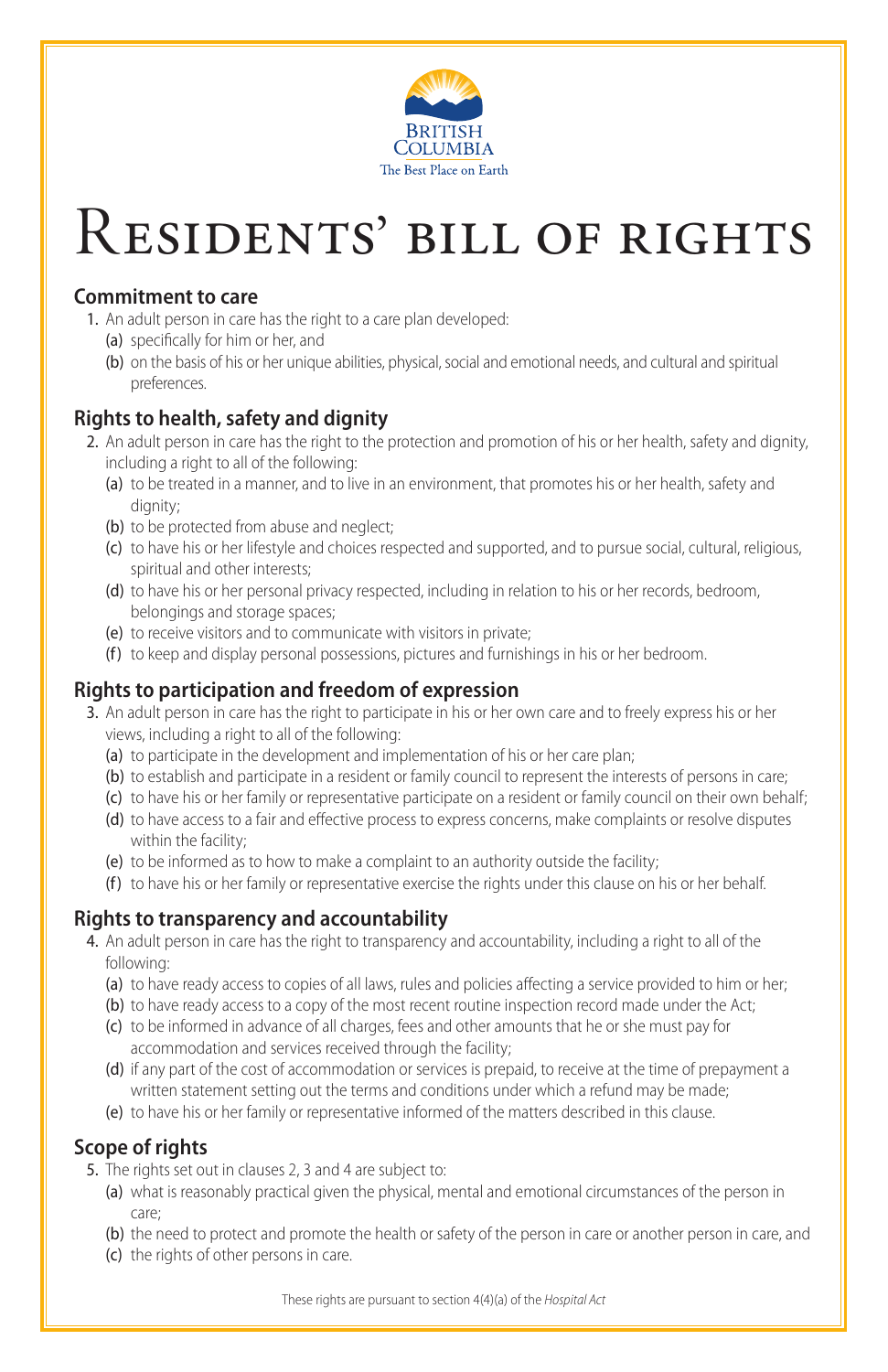BRITISH COLUMBIA

The Best Place on Earth

# Residents' bill of rights

## Commitment to care

1. An adult person in care has the right to a care plan developed:
   - (a) specifically for him or her, and
   - (b) on the basis of his or her unique abilities, physical, social and emotional needs, and cultural and spiritual preferences.

## Rights to health, safety and dignity

2. An adult person in care has the right to the protection and promotion of his or her health, safety and dignity, including a right to all of the following:
   - (a) to be treated in a manner, and to live in an environment, that promotes his or her health, safety and dignity;
   - (b) to be protected from abuse and neglect;
   - (c) to have his or her lifestyle and choices respected and supported, and to pursue social, cultural, religious, spiritual and other interests;
   - (d) to have his or her personal privacy respected, including in relation to his or her records, bedroom, belongings and storage spaces;
   - (e) to receive visitors and to communicate with visitors in private;
   - (f) to keep and display personal possessions, pictures and furnishings in his or her bedroom.

## Rights to participation and freedom of expression

3. An adult person in care has the right to participate in his or her own care and to freely express his or her views, including a right to all of the following:
   - (a) to participate in the development and implementation of his or her care plan;
   - (b) to establish and participate in a resident or family council to represent the interests of persons in care;
   - (c) to have his or her family or representative participate on a resident or family council on their own behalf;
   - (d) to have access to a fair and effective process to express concerns, make complaints or resolve disputes within the facility;
   - (e) to be informed as to how to make a complaint to an authority outside the facility;
   - (f) to have his or her family or representative exercise the rights under this clause on his or her behalf.

## Rights to transparency and accountability

4. An adult person in care has the right to transparency and accountability, including a right to all of the following:
   - (a) to have ready access to copies of all laws, rules and policies affecting a service provided to him or her;
   - (b) to have ready access to a copy of the most recent routine inspection record made under the Act;
   - (c) to be informed in advance of all charges, fees and other amounts that he or she must pay for accommodation and services received through the facility;
   - (d) if any part of the cost of accommodation or services is prepaid, to receive at the time of prepayment a written statement setting out the terms and conditions under which a refund may be made;
   - (e) to have his or her family or representative informed of the matters described in this clause.

## Scope of rights

5. The rights set out in clauses 2, 3 and 4 are subject to:
   - (a) what is reasonably practical given the physical, mental and emotional circumstances of the person in care;
   - (b) the need to protect and promote the health or safety of the person in care or another person in care, and
   - (c) the rights of other persons in care.

These rights are pursuant to section 4(4)(a) of the *Hospital Act*